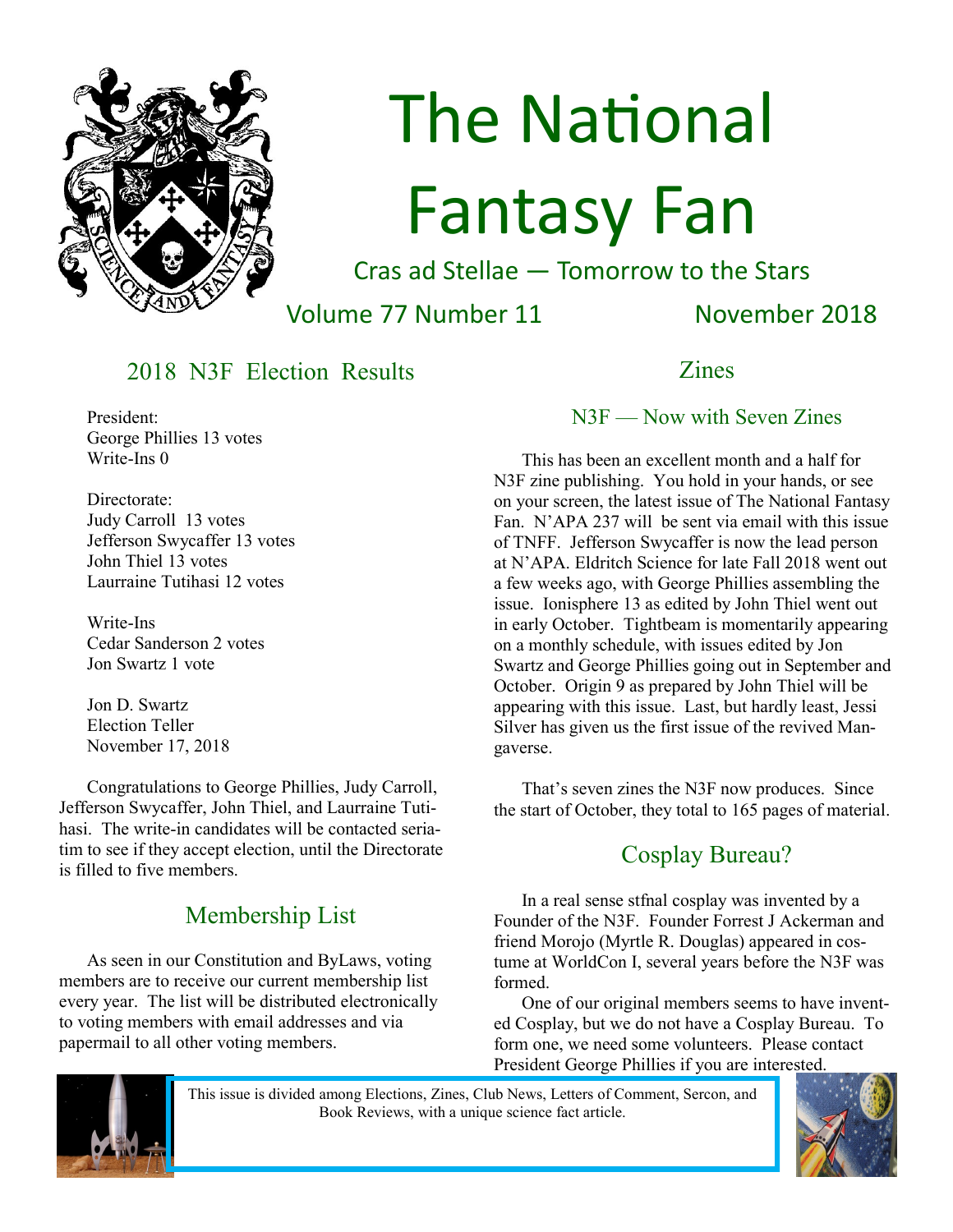# The National Fantasy Fan

Cras ad Stellae — Tomorrow to the Stars

Volume 77 Number 11 November 2018

## 2018 N3F Election Results

President:
George Phillies 13 votes
Write-Ins 0

Directorate:
Judy Carroll 13 votes
Jefferson Swycaffer 13 votes
John Thiel 13 votes
Laurraine Tutihasi 12 votes

Write-Ins
Cedar Sanderson 2 votes
Jon Swartz 1 vote

Jon D. Swartz
Election Teller
November 17, 2018

Congratulations to George Phillies, Judy Carroll, Jefferson Swycaffer, John Thiel, and Laurraine Tutihasi. The write-in candidates will be contacted seriatim to see if they accept election, until the Directorate is filled to five members.

## Membership List

As seen in our Constitution and ByLaws, voting members are to receive our current membership list every year. The list will be distributed electronically to voting members with email addresses and via papermail to all other voting members.

## Zines

### N3F — Now with Seven Zines

This has been an excellent month and a half for N3F zine publishing. You hold in your hands, or see on your screen, the latest issue of The National Fantasy Fan. N'APA 237 will be sent via email with this issue of TNFF. Jefferson Swycaffer is now the lead person at N'APA. Eldritch Science for late Fall 2018 went out a few weeks ago, with George Phillies assembling the issue. Ionisphere 13 as edited by John Thiel went out in early October. Tightbeam is momentarily appearing on a monthly schedule, with issues edited by Jon Swartz and George Phillies going out in September and October. Origin 9 as prepared by John Thiel will be appearing with this issue. Last, but hardly least, Jessi Silver has given us the first issue of the revived Mangaverse.

That's seven zines the N3F now produces. Since the start of October, they total to 165 pages of material.

## Cosplay Bureau?

In a real sense stfnal cosplay was invented by a Founder of the N3F. Founder Forrest J Ackerman and friend Morojo (Myrtle R. Douglas) appeared in costume at WorldCon I, several years before the N3F was formed.

One of our original members seems to have invented Cosplay, but we do not have a Cosplay Bureau. To form one, we need some volunteers. Please contact President George Phillies if you are interested.

This issue is divided among Elections, Zines, Club News, Letters of Comment, Sercon, and Book Reviews, with a unique science fact article.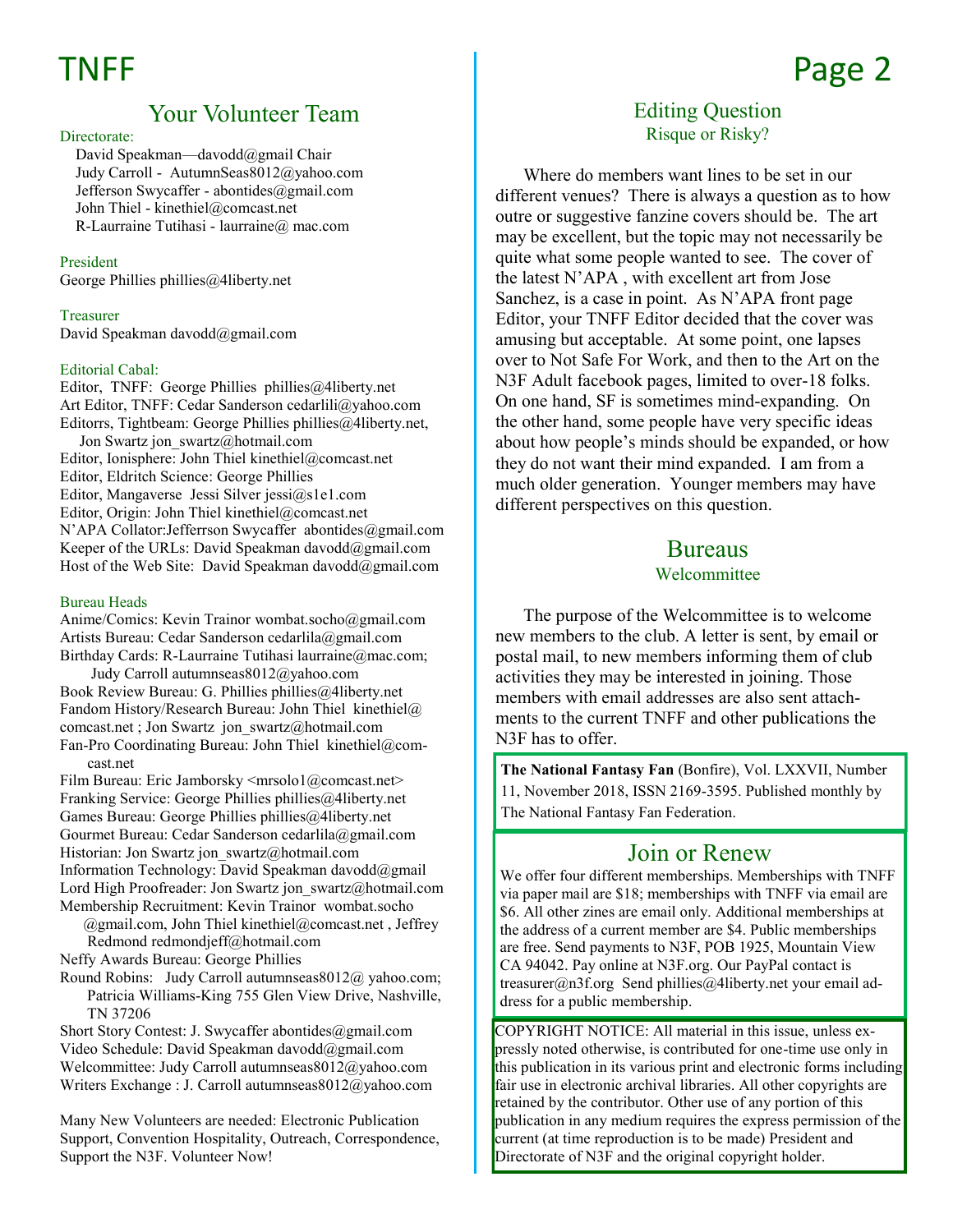## Your Volunteer Team

Directorate:

David Speakman—davodd@gmail Chair
Judy Carroll - AutumnSeas8012@yahoo.com
Jefferson Swycaffer - abontides@gmail.com
John Thiel - kinethiel@comcast.net
R-Laurraine Tutihasi - laurraine@ mac.com

President

George Phillies phillies@4liberty.net

Treasurer

David Speakman davodd@gmail.com

Editorial Cabal:

Editor, TNFF: George Phillies phillies@4liberty.net
Art Editor, TNFF: Cedar Sanderson cedarlili@yahoo.com
Editorrs, Tightbeam: George Phillies phillies@4liberty.net, Jon Swartz jon_swartz@hotmail.com
Editor, Ionisphere: John Thiel kinethiel@comcast.net
Editor, Eldritch Science: George Phillies
Editor, Mangaverse Jessi Silver jessi@s1e1.com
Editor, Origin: John Thiel kinethiel@comcast.net
N'APA Collator:Jeferrson Swycaffer abontides@gmail.com
Keeper of the URLs: David Speakman davodd@gmail.com
Host of the Web Site: David Speakman davodd@gmail.com

Bureau Heads

Anime/Comics: Kevin Trainor wombat.socho@gmail.com
Artists Bureau: Cedar Sanderson cedarlila@gmail.com
Birthday Cards: R-Laurraine Tutihasi laurraine@mac.com; Judy Carroll autumnseas8012@yahoo.com
Book Review Bureau: G. Phillies phillies@4liberty.net
Fandom History/Research Bureau: John Thiel kinethiel@comcast.net ; Jon Swartz jon_swartz@hotmail.com
Fan-Pro Coordinating Bureau: John Thiel kinethiel@comcast.net
Film Bureau: Eric Jamborsky <mrsolo1@comcast.net>
Franking Service: George Phillies phillies@4liberty.net
Games Bureau: George Phillies phillies@4liberty.net
Gourmet Bureau: Cedar Sanderson cedarlila@gmail.com
Historian: Jon Swartz jon_swartz@hotmail.com
Information Technology: David Speakman davodd@gmail
Lord High Proofreader: Jon Swartz jon_swartz@hotmail.com
Membership Recruitment: Kevin Trainor wombat.socho@gmail.com, John Thiel kinethiel@comcast.net , Jeffrey Redmond redmondjeff@hotmail.com
Neffy Awards Bureau: George Phillies
Round Robins: Judy Carroll autumnseas8012@ yahoo.com; Patricia Williams-King 755 Glen View Drive, Nashville, TN 37206
Short Story Contest: J. Swycaffer abontides@gmail.com
Video Schedule: David Speakman davodd@gmail.com
Welcommittee: Judy Carroll autumnseas8012@yahoo.com
Writers Exchange : J. Carroll autumnseas8012@yahoo.com

Many New Volunteers are needed: Electronic Publication Support, Convention Hospitality, Outreach, Correspondence, Support the N3F. Volunteer Now!

## Editing Question

### Risque or Risky?

Where do members want lines to be set in our different venues? There is always a question as to how outre or suggestive fanzine covers should be. The art may be excellent, but the topic may not necessarily be quite what some people wanted to see. The cover of the latest N'APA , with excellent art from Jose Sanchez, is a case in point. As N'APA front page Editor, your TNFF Editor decided that the cover was amusing but acceptable. At some point, one lapses over to Not Safe For Work, and then to the Art on the N3F Adult facebook pages, limited to over-18 folks. On one hand, SF is sometimes mind-expanding. On the other hand, some people have very specific ideas about how people's minds should be expanded, or how they do not want their mind expanded. I am from a much older generation. Younger members may have different perspectives on this question.

## Bureaus

### Welcommittee

The purpose of the Welcommittee is to welcome new members to the club. A letter is sent, by email or postal mail, to new members informing them of club activities they may be interested in joining. Those members with email addresses are also sent attachments to the current TNFF and other publications the N3F has to offer.

**The National Fantasy Fan** (Bonfire), Vol. LXXVII, Number 11, November 2018, ISSN 2169-3595. Published monthly by The National Fantasy Fan Federation.

## Join or Renew

We offer four different memberships. Memberships with TNFF via paper mail are $18; memberships with TNFF via email are $6. All other zines are email only. Additional memberships at the address of a current member are $4. Public memberships are free. Send payments to N3F, POB 1925, Mountain View CA 94042. Pay online at N3F.org. Our PayPal contact is treasurer@n3f.org Send phillies@4liberty.net your email address for a public membership.

COPYRIGHT NOTICE: All material in this issue, unless expressly noted otherwise, is contributed for one-time use only in this publication in its various print and electronic forms including fair use in electronic archival libraries. All other copyrights are retained by the contributor. Other use of any portion of this publication in any medium requires the express permission of the current (at time reproduction is to be made) President and Directorate of N3F and the original copyright holder.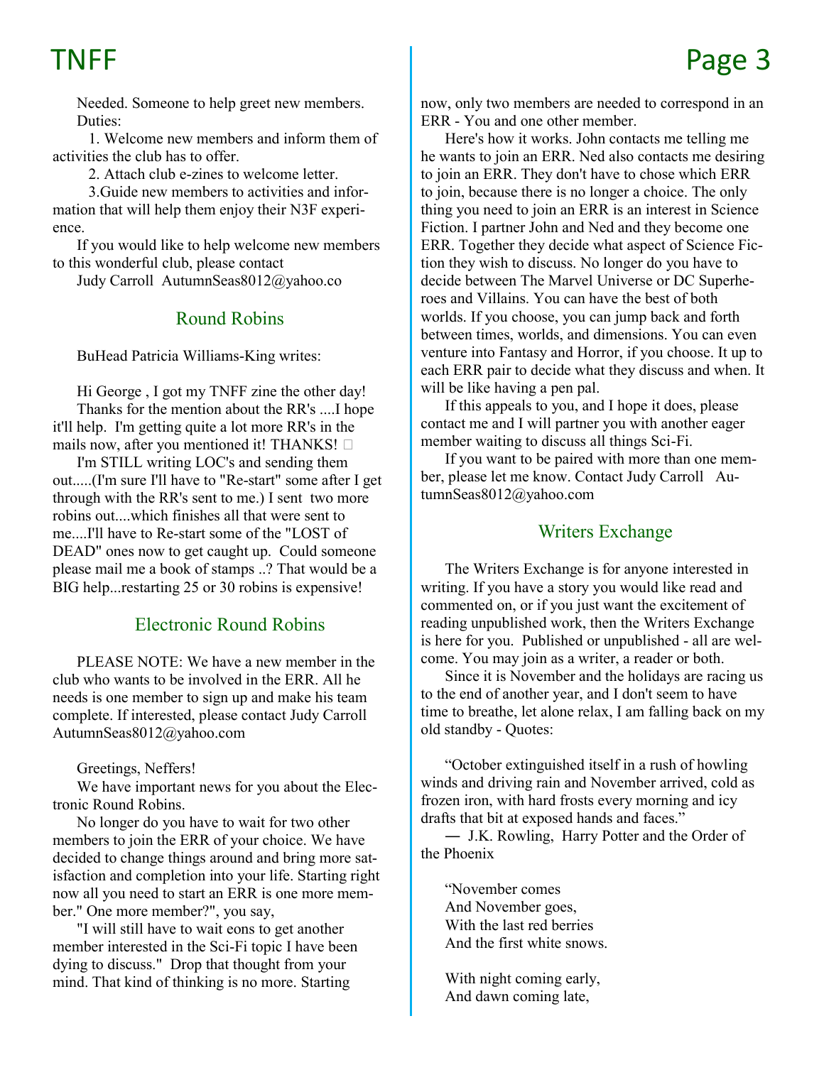Needed. Someone to help greet new members.
Duties:

1. Welcome new members and inform them of activities the club has to offer.

2. Attach club e-zines to welcome letter.

3.Guide new members to activities and information that will help them enjoy their N3F experience.

If you would like to help welcome new members to this wonderful club, please contact
Judy Carroll AutumnSeas8012@yahoo.co

## Round Robins

BuHead Patricia Williams-King writes:

Hi George , I got my TNFF zine the other day! Thanks for the mention about the RR's ....I hope it'll help. I'm getting quite a lot more RR's in the mails now, after you mentioned it! THANKS! 

I'm STILL writing LOC's and sending them out.....(I'm sure I'll have to "Re-start" some after I get through with the RR's sent to me.) I sent two more robins out....which finishes all that were sent to me....I'll have to Re-start some of the "LOST of DEAD" ones now to get caught up. Could someone please mail me a book of stamps ..? That would be a BIG help...restarting 25 or 30 robins is expensive!

## Electronic Round Robins

PLEASE NOTE: We have a new member in the club who wants to be involved in the ERR. All he needs is one member to sign up and make his team complete. If interested, please contact Judy Carroll AutumnSeas8012@yahoo.com

Greetings, Neffers!

We have important news for you about the Electronic Round Robins.

No longer do you have to wait for two other members to join the ERR of your choice. We have decided to change things around and bring more satisfaction and completion into your life. Starting right now all you need to start an ERR is one more member." One more member?", you say,

"I will still have to wait eons to get another member interested in the Sci-Fi topic I have been dying to discuss." Drop that thought from your mind. That kind of thinking is no more. Starting now, only two members are needed to correspond in an ERR - You and one other member.

Here's how it works. John contacts me telling me he wants to join an ERR. Ned also contacts me desiring to join an ERR. They don't have to chose which ERR to join, because there is no longer a choice. The only thing you need to join an ERR is an interest in Science Fiction. I partner John and Ned and they become one ERR. Together they decide what aspect of Science Fiction they wish to discuss. No longer do you have to decide between The Marvel Universe or DC Superheroes and Villains. You can have the best of both worlds. If you choose, you can jump back and forth between times, worlds, and dimensions. You can even venture into Fantasy and Horror, if you choose. It up to each ERR pair to decide what they discuss and when. It will be like having a pen pal.

If this appeals to you, and I hope it does, please contact me and I will partner you with another eager member waiting to discuss all things Sci-Fi.

If you want to be paired with more than one member, please let me know. Contact Judy Carroll AutumnSeas8012@yahoo.com

## Writers Exchange

The Writers Exchange is for anyone interested in writing. If you have a story you would like read and commented on, or if you just want the excitement of reading unpublished work, then the Writers Exchange is here for you. Published or unpublished - all are welcome. You may join as a writer, a reader or both.

Since it is November and the holidays are racing us to the end of another year, and I don't seem to have time to breathe, let alone relax, I am falling back on my old standby - Quotes:

"October extinguished itself in a rush of howling winds and driving rain and November arrived, cold as frozen iron, with hard frosts every morning and icy drafts that bit at exposed hands and faces."
― J.K. Rowling, Harry Potter and the Order of the Phoenix

"November comes
And November goes,
With the last red berries
And the first white snows.

With night coming early,
And dawn coming late,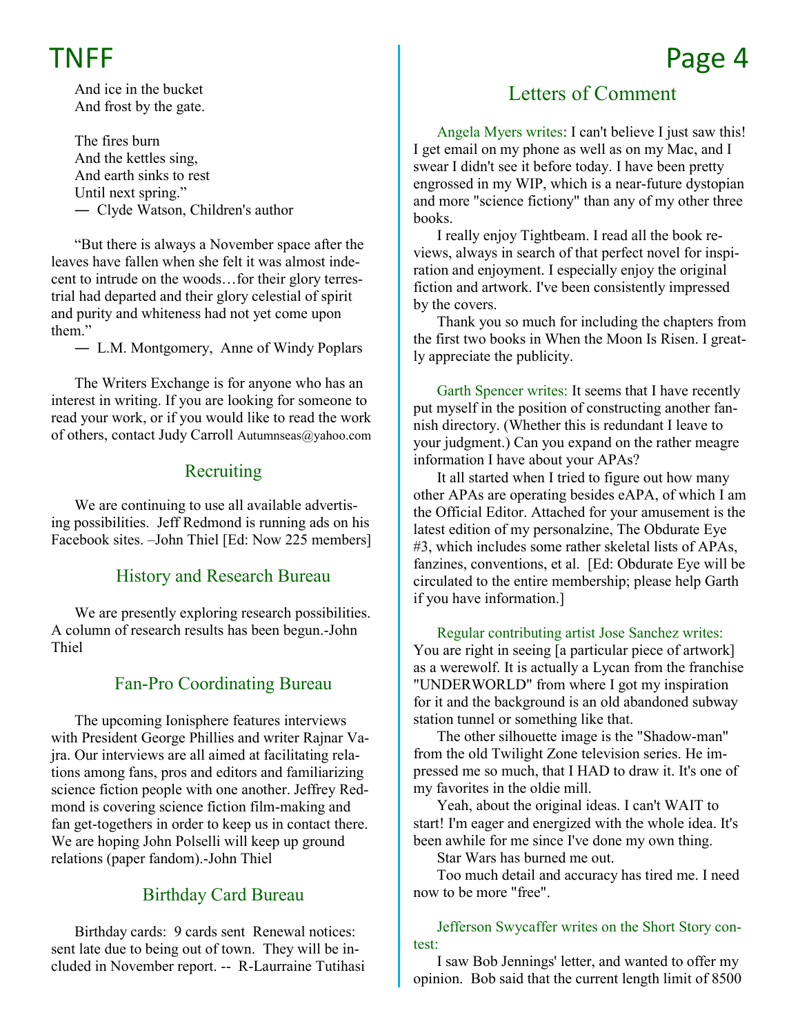And ice in the bucket
And frost by the gate.

The fires burn
And the kettles sing,
And earth sinks to rest
Until next spring."
― Clyde Watson, Children's author

"But there is always a November space after the leaves have fallen when she felt it was almost indecent to intrude on the woods…for their glory terrestrial had departed and their glory celestial of spirit and purity and whiteness had not yet come upon them."
― L.M. Montgomery, Anne of Windy Poplars

The Writers Exchange is for anyone who has an interest in writing. If you are looking for someone to read your work, or if you would like to read the work of others, contact Judy Carroll Autumnseas@yahoo.com

## Recruiting

We are continuing to use all available advertising possibilities. Jeff Redmond is running ads on his Facebook sites. –John Thiel [Ed: Now 225 members]

## History and Research Bureau

We are presently exploring research possibilities. A column of research results has been begun.-John Thiel

## Fan-Pro Coordinating Bureau

The upcoming Ionisphere features interviews with President George Phillies and writer Rajnar Vajra. Our interviews are all aimed at facilitating relations among fans, pros and editors and familiarizing science fiction people with one another. Jeffrey Redmond is covering science fiction film-making and fan get-togethers in order to keep us in contact there. We are hoping John Polselli will keep up ground relations (paper fandom).-John Thiel

## Birthday Card Bureau

Birthday cards: 9 cards sent Renewal notices: sent late due to being out of town. They will be included in November report. -- R-Laurraine Tutihasi

## Letters of Comment

Angela Myers writes: I can't believe I just saw this! I get email on my phone as well as on my Mac, and I swear I didn't see it before today. I have been pretty engrossed in my WIP, which is a near-future dystopian and more "science fictiony" than any of my other three books.

I really enjoy Tightbeam. I read all the book reviews, always in search of that perfect novel for inspiration and enjoyment. I especially enjoy the original fiction and artwork. I've been consistently impressed by the covers.

Thank you so much for including the chapters from the first two books in When the Moon Is Risen. I greatly appreciate the publicity.

Garth Spencer writes: It seems that I have recently put myself in the position of constructing another fannish directory. (Whether this is redundant I leave to your judgment.) Can you expand on the rather meagre information I have about your APAs?

It all started when I tried to figure out how many other APAs are operating besides eAPA, of which I am the Official Editor. Attached for your amusement is the latest edition of my personalzine, The Obdurate Eye #3, which includes some rather skeletal lists of APAs, fanzines, conventions, et al. [Ed: Obdurate Eye will be circulated to the entire membership; please help Garth if you have information.]

Regular contributing artist Jose Sanchez writes: You are right in seeing [a particular piece of artwork] as a werewolf. It is actually a Lycan from the franchise "UNDERWORLD" from where I got my inspiration for it and the background is an old abandoned subway station tunnel or something like that.

The other silhouette image is the "Shadow-man" from the old Twilight Zone television series. He impressed me so much, that I HAD to draw it. It's one of my favorites in the oldie mill.

Yeah, about the original ideas. I can't WAIT to start! I'm eager and energized with the whole idea. It's been awhile for me since I've done my own thing.

Star Wars has burned me out.

Too much detail and accuracy has tired me. I need now to be more "free".

Jefferson Swycaffer writes on the Short Story contest:

I saw Bob Jennings' letter, and wanted to offer my opinion. Bob said that the current length limit of 8500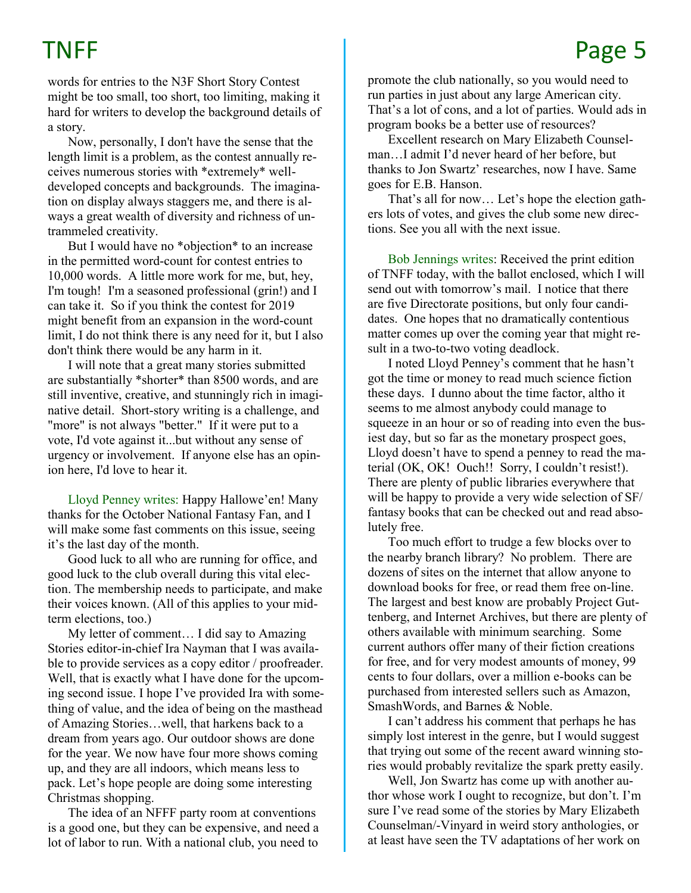words for entries to the N3F Short Story Contest might be too small, too short, too limiting, making it hard for writers to develop the background details of a story.

Now, personally, I don't have the sense that the length limit is a problem, as the contest annually receives numerous stories with *extremely* well-developed concepts and backgrounds. The imagination on display always staggers me, and there is always a great wealth of diversity and richness of untrammeled creativity.

But I would have no *objection* to an increase in the permitted word-count for contest entries to 10,000 words. A little more work for me, but, hey, I'm tough! I'm a seasoned professional (grin!) and I can take it. So if you think the contest for 2019 might benefit from an expansion in the word-count limit, I do not think there is any need for it, but I also don't think there would be any harm in it.

I will note that a great many stories submitted are substantially *shorter* than 8500 words, and are still inventive, creative, and stunningly rich in imaginative detail. Short-story writing is a challenge, and "more" is not always "better." If it were put to a vote, I'd vote against it...but without any sense of urgency or involvement. If anyone else has an opinion here, I'd love to hear it.

Lloyd Penney writes: Happy Hallowe'en! Many thanks for the October National Fantasy Fan, and I will make some fast comments on this issue, seeing it's the last day of the month.

Good luck to all who are running for office, and good luck to the club overall during this vital election. The membership needs to participate, and make their voices known. (All of this applies to your midterm elections, too.)

My letter of comment… I did say to Amazing Stories editor-in-chief Ira Nayman that I was available to provide services as a copy editor / proofreader. Well, that is exactly what I have done for the upcoming second issue. I hope I've provided Ira with something of value, and the idea of being on the masthead of Amazing Stories…well, that harkens back to a dream from years ago. Our outdoor shows are done for the year. We now have four more shows coming up, and they are all indoors, which means less to pack. Let's hope people are doing some interesting Christmas shopping.

The idea of an NFFF party room at conventions is a good one, but they can be expensive, and need a lot of labor to run. With a national club, you need to promote the club nationally, so you would need to run parties in just about any large American city. That's a lot of cons, and a lot of parties. Would ads in program books be a better use of resources?

Excellent research on Mary Elizabeth Counselman…I admit I'd never heard of her before, but thanks to Jon Swartz' researches, now I have. Same goes for E.B. Hanson.

That's all for now… Let's hope the election gathers lots of votes, and gives the club some new directions. See you all with the next issue.

Bob Jennings writes: Received the print edition of TNFF today, with the ballot enclosed, which I will send out with tomorrow's mail. I notice that there are five Directorate positions, but only four candidates. One hopes that no dramatically contentious matter comes up over the coming year that might result in a two-to-two voting deadlock.

I noted Lloyd Penney's comment that he hasn't got the time or money to read much science fiction these days. I dunno about the time factor, altho it seems to me almost anybody could manage to squeeze in an hour or so of reading into even the busiest day, but so far as the monetary prospect goes, Lloyd doesn't have to spend a penney to read the material (OK, OK! Ouch!! Sorry, I couldn't resist!). There are plenty of public libraries everywhere that will be happy to provide a very wide selection of SF/fantasy books that can be checked out and read absolutely free.

Too much effort to trudge a few blocks over to the nearby branch library? No problem. There are dozens of sites on the internet that allow anyone to download books for free, or read them free on-line. The largest and best know are probably Project Guttenberg, and Internet Archives, but there are plenty of others available with minimum searching. Some current authors offer many of their fiction creations for free, and for very modest amounts of money, 99 cents to four dollars, over a million e-books can be purchased from interested sellers such as Amazon, SmashWords, and Barnes & Noble.

I can't address his comment that perhaps he has simply lost interest in the genre, but I would suggest that trying out some of the recent award winning stories would probably revitalize the spark pretty easily.

Well, Jon Swartz has come up with another author whose work I ought to recognize, but don't. I'm sure I've read some of the stories by Mary Elizabeth Counselman/-Vinyard in weird story anthologies, or at least have seen the TV adaptations of her work on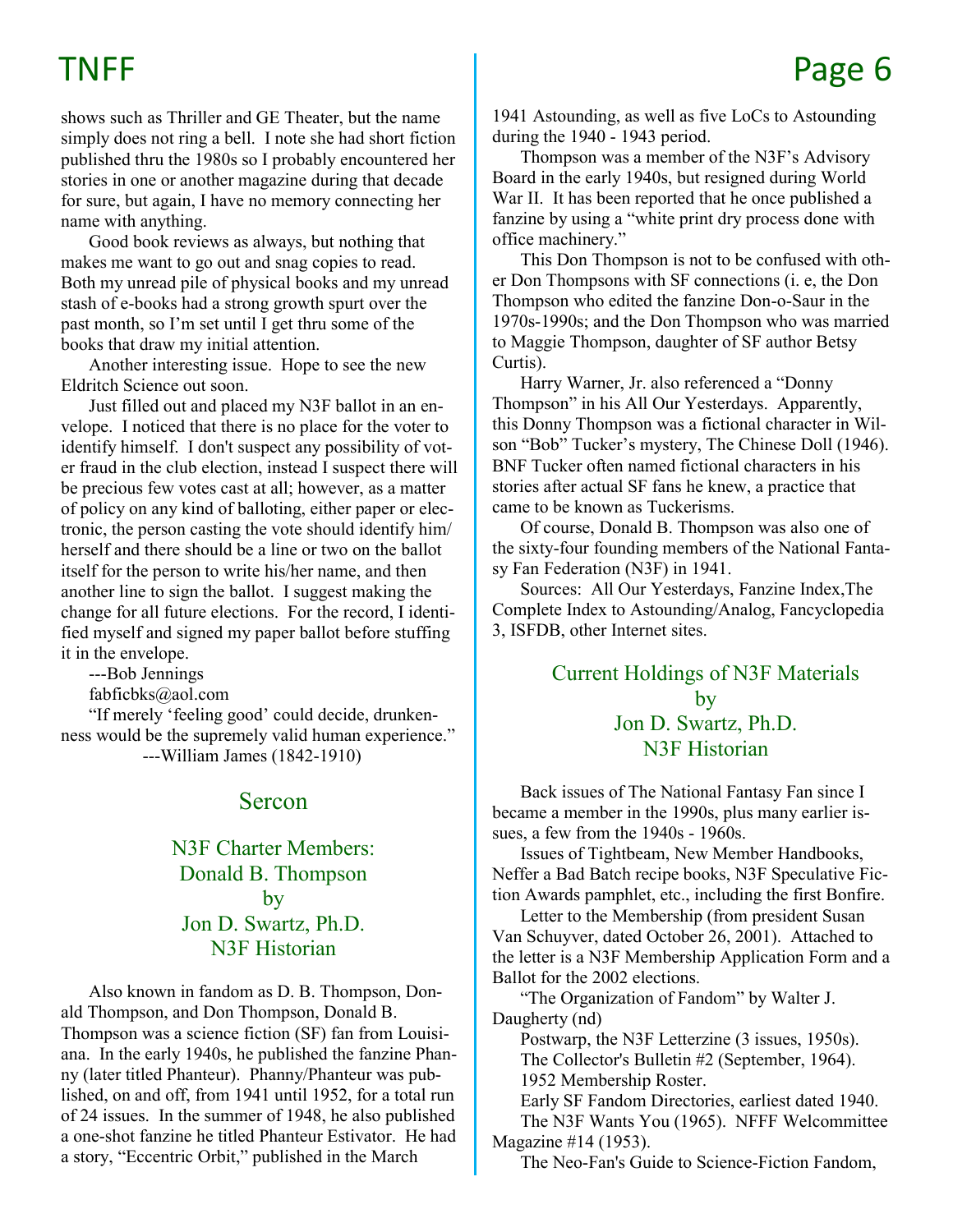shows such as Thriller and GE Theater, but the name simply does not ring a bell. I note she had short fiction published thru the 1980s so I probably encountered her stories in one or another magazine during that decade for sure, but again, I have no memory connecting her name with anything.

Good book reviews as always, but nothing that makes me want to go out and snag copies to read. Both my unread pile of physical books and my unread stash of e-books had a strong growth spurt over the past month, so I'm set until I get thru some of the books that draw my initial attention.

Another interesting issue. Hope to see the new Eldritch Science out soon.

Just filled out and placed my N3F ballot in an envelope. I noticed that there is no place for the voter to identify himself. I don't suspect any possibility of voter fraud in the club election, instead I suspect there will be precious few votes cast at all; however, as a matter of policy on any kind of balloting, either paper or electronic, the person casting the vote should identify him/herself and there should be a line or two on the ballot itself for the person to write his/her name, and then another line to sign the ballot. I suggest making the change for all future elections. For the record, I identified myself and signed my paper ballot before stuffing it in the envelope.

---Bob Jennings

fabficbks@aol.com

"If merely 'feeling good' could decide, drunkenness would be the supremely valid human experience."
---William James (1842-1910)

## Sercon

### N3F Charter Members: Donald B. Thompson by Jon D. Swartz, Ph.D. N3F Historian

Also known in fandom as D. B. Thompson, Donald Thompson, and Don Thompson, Donald B. Thompson was a science fiction (SF) fan from Louisiana. In the early 1940s, he published the fanzine Phanny (later titled Phanteur). Phanny/Phanteur was published, on and off, from 1941 until 1952, for a total run of 24 issues. In the summer of 1948, he also published a one-shot fanzine he titled Phanteur Estivator. He had a story, "Eccentric Orbit," published in the March 1941 Astounding, as well as five LoCs to Astounding during the 1940 - 1943 period.

Thompson was a member of the N3F's Advisory Board in the early 1940s, but resigned during World War II. It has been reported that he once published a fanzine by using a "white print dry process done with office machinery."

This Don Thompson is not to be confused with other Don Thompsons with SF connections (i. e, the Don Thompson who edited the fanzine Don-o-Saur in the 1970s-1990s; and the Don Thompson who was married to Maggie Thompson, daughter of SF author Betsy Curtis).

Harry Warner, Jr. also referenced a "Donny Thompson" in his All Our Yesterdays. Apparently, this Donny Thompson was a fictional character in Wilson "Bob" Tucker's mystery, The Chinese Doll (1946). BNF Tucker often named fictional characters in his stories after actual SF fans he knew, a practice that came to be known as Tuckerisms.

Of course, Donald B. Thompson was also one of the sixty-four founding members of the National Fantasy Fan Federation (N3F) in 1941.

Sources: All Our Yesterdays, Fanzine Index,The Complete Index to Astounding/Analog, Fancyclopedia 3, ISFDB, other Internet sites.

### Current Holdings of N3F Materials by Jon D. Swartz, Ph.D. N3F Historian

Back issues of The National Fantasy Fan since I became a member in the 1990s, plus many earlier issues, a few from the 1940s - 1960s.

Issues of Tightbeam, New Member Handbooks, Neffer a Bad Batch recipe books, N3F Speculative Fiction Awards pamphlet, etc., including the first Bonfire.

Letter to the Membership (from president Susan Van Schuyver, dated October 26, 2001). Attached to the letter is a N3F Membership Application Form and a Ballot for the 2002 elections.

"The Organization of Fandom" by Walter J. Daugherty (nd)

Postwarp, the N3F Letterzine (3 issues, 1950s).

The Collector's Bulletin #2 (September, 1964).

1952 Membership Roster.

Early SF Fandom Directories, earliest dated 1940.

The N3F Wants You (1965). NFFF Welcommittee Magazine #14 (1953).

The Neo-Fan's Guide to Science-Fiction Fandom,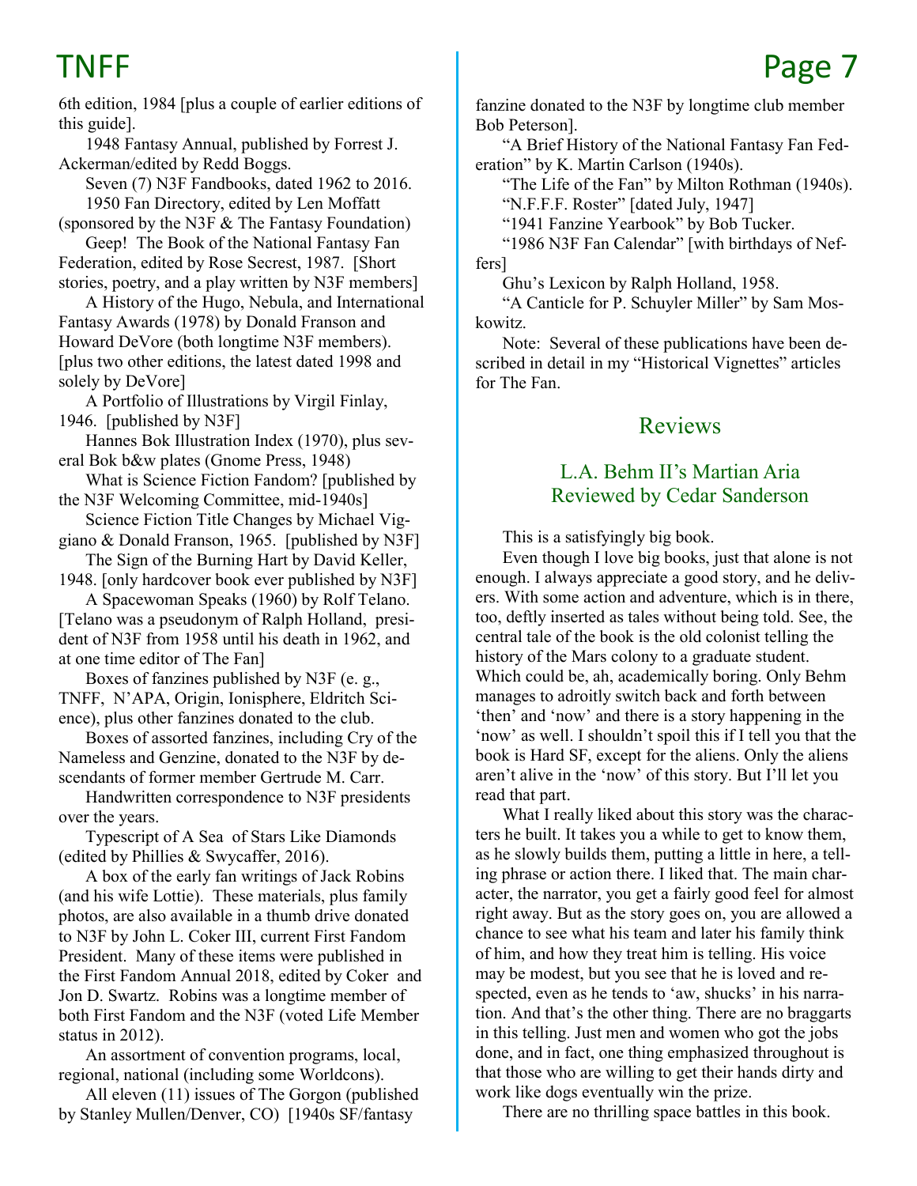6th edition, 1984 [plus a couple of earlier editions of this guide].

1948 Fantasy Annual, published by Forrest J. Ackerman/edited by Redd Boggs.

Seven (7) N3F Fandbooks, dated 1962 to 2016.

1950 Fan Directory, edited by Len Moffatt (sponsored by the N3F & The Fantasy Foundation)

Geep! The Book of the National Fantasy Fan Federation, edited by Rose Secrest, 1987. [Short stories, poetry, and a play written by N3F members]

A History of the Hugo, Nebula, and International Fantasy Awards (1978) by Donald Franson and Howard DeVore (both longtime N3F members). [plus two other editions, the latest dated 1998 and solely by DeVore]

A Portfolio of Illustrations by Virgil Finlay, 1946. [published by N3F]

Hannes Bok Illustration Index (1970), plus several Bok b&w plates (Gnome Press, 1948)

What is Science Fiction Fandom? [published by the N3F Welcoming Committee, mid-1940s]

Science Fiction Title Changes by Michael Viggiano & Donald Franson, 1965. [published by N3F]

The Sign of the Burning Hart by David Keller, 1948. [only hardcover book ever published by N3F]

A Spacewoman Speaks (1960) by Rolf Telano. [Telano was a pseudonym of Ralph Holland, president of N3F from 1958 until his death in 1962, and at one time editor of The Fan]

Boxes of fanzines published by N3F (e. g., TNFF, N'APA, Origin, Ionisphere, Eldritch Science), plus other fanzines donated to the club.

Boxes of assorted fanzines, including Cry of the Nameless and Genzine, donated to the N3F by descendants of former member Gertrude M. Carr.

Handwritten correspondence to N3F presidents over the years.

Typescript of A Sea of Stars Like Diamonds (edited by Phillies & Swycaffer, 2016).

A box of the early fan writings of Jack Robins (and his wife Lottie). These materials, plus family photos, are also available in a thumb drive donated to N3F by John L. Coker III, current First Fandom President. Many of these items were published in the First Fandom Annual 2018, edited by Coker and Jon D. Swartz. Robins was a longtime member of both First Fandom and the N3F (voted Life Member status in 2012).

An assortment of convention programs, local, regional, national (including some Worldcons).

All eleven (11) issues of The Gorgon (published by Stanley Mullen/Denver, CO) [1940s SF/fantasy fanzine donated to the N3F by longtime club member Bob Peterson].

"A Brief History of the National Fantasy Fan Federation" by K. Martin Carlson (1940s).

"The Life of the Fan" by Milton Rothman (1940s).

"N.F.F.F. Roster" [dated July, 1947]

"1941 Fanzine Yearbook" by Bob Tucker.

"1986 N3F Fan Calendar" [with birthdays of Neffers]

Ghu's Lexicon by Ralph Holland, 1958.

"A Canticle for P. Schuyler Miller" by Sam Moskowitz.

Note: Several of these publications have been described in detail in my "Historical Vignettes" articles for The Fan.

## Reviews

### L.A. Behm II's Martian Aria
### Reviewed by Cedar Sanderson

This is a satisfyingly big book.

Even though I love big books, just that alone is not enough. I always appreciate a good story, and he delivers. With some action and adventure, which is in there, too, deftly inserted as tales without being told. See, the central tale of the book is the old colonist telling the history of the Mars colony to a graduate student. Which could be, ah, academically boring. Only Behm manages to adroitly switch back and forth between 'then' and 'now' and there is a story happening in the 'now' as well. I shouldn't spoil this if I tell you that the book is Hard SF, except for the aliens. Only the aliens aren't alive in the 'now' of this story. But I'll let you read that part.

What I really liked about this story was the characters he built. It takes you a while to get to know them, as he slowly builds them, putting a little in here, a telling phrase or action there. I liked that. The main character, the narrator, you get a fairly good feel for almost right away. But as the story goes on, you are allowed a chance to see what his team and later his family think of him, and how they treat him is telling. His voice may be modest, but you see that he is loved and respected, even as he tends to 'aw, shucks' in his narration. And that's the other thing. There are no braggarts in this telling. Just men and women who got the jobs done, and in fact, one thing emphasized throughout is that those who are willing to get their hands dirty and work like dogs eventually win the prize.

There are no thrilling space battles in this book.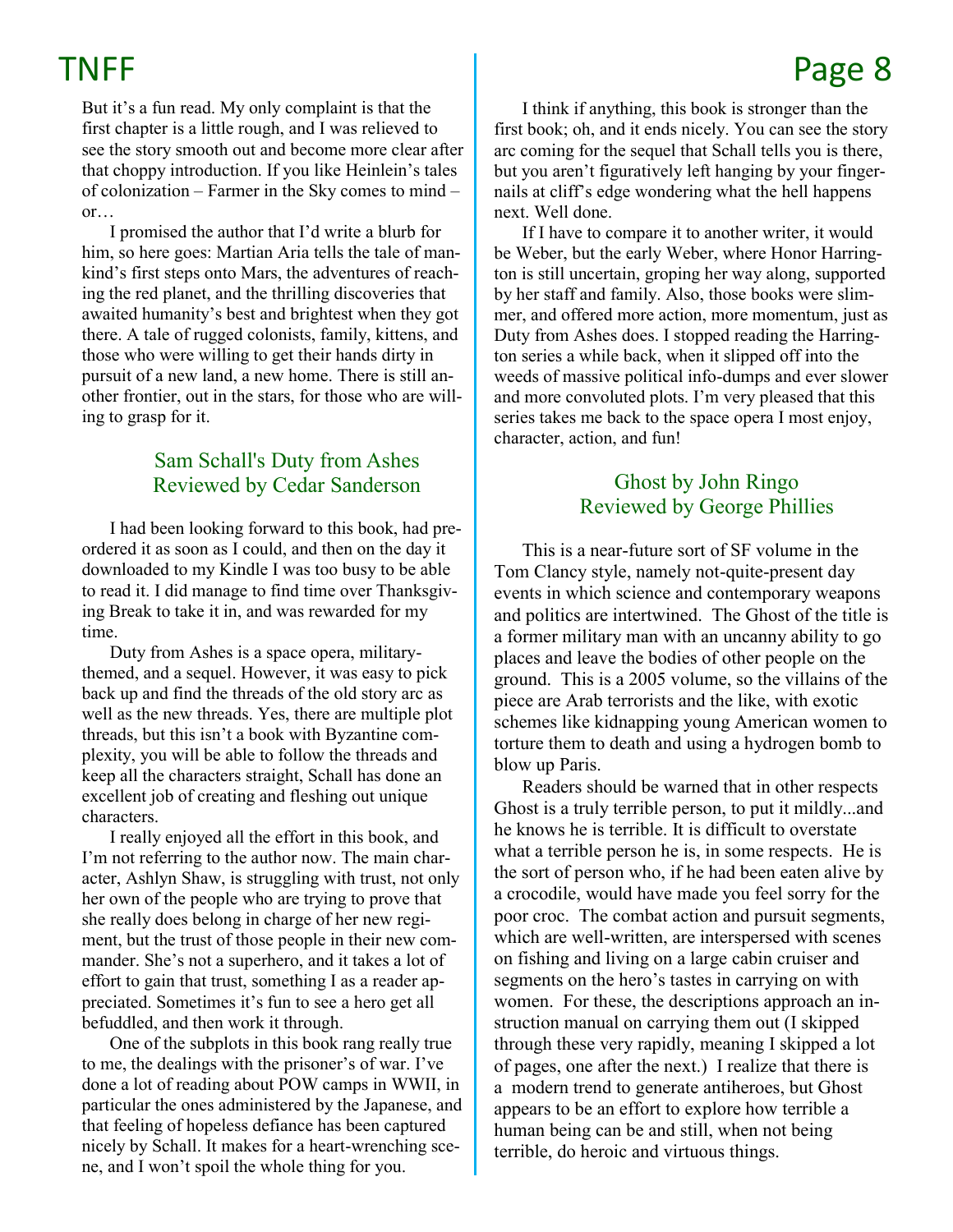But it's a fun read. My only complaint is that the first chapter is a little rough, and I was relieved to see the story smooth out and become more clear after that choppy introduction. If you like Heinlein's tales of colonization – Farmer in the Sky comes to mind – or…

I promised the author that I'd write a blurb for him, so here goes: Martian Aria tells the tale of mankind's first steps onto Mars, the adventures of reaching the red planet, and the thrilling discoveries that awaited humanity's best and brightest when they got there. A tale of rugged colonists, family, kittens, and those who were willing to get their hands dirty in pursuit of a new land, a new home. There is still another frontier, out in the stars, for those who are willing to grasp for it.

## Sam Schall's Duty from Ashes
## Reviewed by Cedar Sanderson

I had been looking forward to this book, had preordered it as soon as I could, and then on the day it downloaded to my Kindle I was too busy to be able to read it. I did manage to find time over Thanksgiving Break to take it in, and was rewarded for my time.

Duty from Ashes is a space opera, military-themed, and a sequel. However, it was easy to pick back up and find the threads of the old story arc as well as the new threads. Yes, there are multiple plot threads, but this isn't a book with Byzantine complexity, you will be able to follow the threads and keep all the characters straight, Schall has done an excellent job of creating and fleshing out unique characters.

I really enjoyed all the effort in this book, and I'm not referring to the author now. The main character, Ashlyn Shaw, is struggling with trust, not only her own of the people who are trying to prove that she really does belong in charge of her new regiment, but the trust of those people in their new commander. She's not a superhero, and it takes a lot of effort to gain that trust, something I as a reader appreciated. Sometimes it's fun to see a hero get all befuddled, and then work it through.

One of the subplots in this book rang really true to me, the dealings with the prisoner's of war. I've done a lot of reading about POW camps in WWII, in particular the ones administered by the Japanese, and that feeling of hopeless defiance has been captured nicely by Schall. It makes for a heart-wrenching scene, and I won't spoil the whole thing for you.

I think if anything, this book is stronger than the first book; oh, and it ends nicely. You can see the story arc coming for the sequel that Schall tells you is there, but you aren't figuratively left hanging by your fingernails at cliff's edge wondering what the hell happens next. Well done.

If I have to compare it to another writer, it would be Weber, but the early Weber, where Honor Harrington is still uncertain, groping her way along, supported by her staff and family. Also, those books were slimmer, and offered more action, more momentum, just as Duty from Ashes does. I stopped reading the Harrington series a while back, when it slipped off into the weeds of massive political info-dumps and ever slower and more convoluted plots. I'm very pleased that this series takes me back to the space opera I most enjoy, character, action, and fun!

## Ghost by John Ringo
## Reviewed by George Phillies

This is a near-future sort of SF volume in the Tom Clancy style, namely not-quite-present day events in which science and contemporary weapons and politics are intertwined. The Ghost of the title is a former military man with an uncanny ability to go places and leave the bodies of other people on the ground. This is a 2005 volume, so the villains of the piece are Arab terrorists and the like, with exotic schemes like kidnapping young American women to torture them to death and using a hydrogen bomb to blow up Paris.

Readers should be warned that in other respects Ghost is a truly terrible person, to put it mildly...and he knows he is terrible. It is difficult to overstate what a terrible person he is, in some respects. He is the sort of person who, if he had been eaten alive by a crocodile, would have made you feel sorry for the poor croc. The combat action and pursuit segments, which are well-written, are interspersed with scenes on fishing and living on a large cabin cruiser and segments on the hero's tastes in carrying on with women. For these, the descriptions approach an instruction manual on carrying them out (I skipped through these very rapidly, meaning I skipped a lot of pages, one after the next.) I realize that there is a modern trend to generate antiheroes, but Ghost appears to be an effort to explore how terrible a human being can be and still, when not being terrible, do heroic and virtuous things.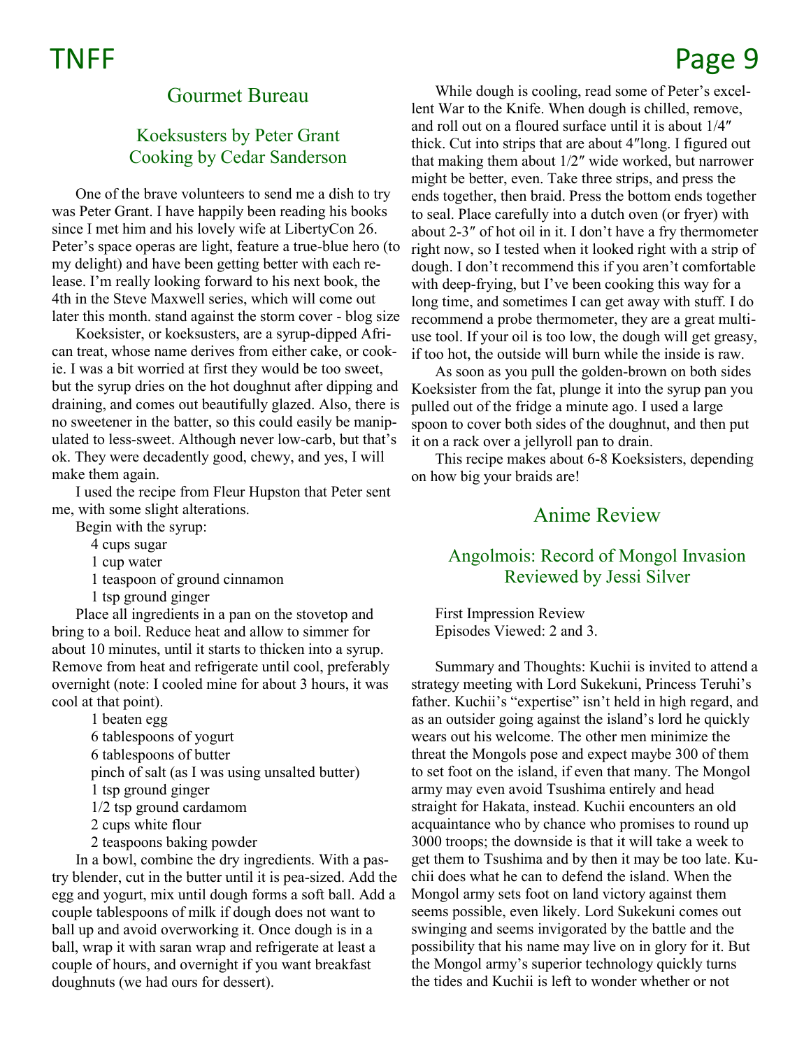## Gourmet Bureau

### Koeksusters by Peter Grant
### Cooking by Cedar Sanderson

One of the brave volunteers to send me a dish to try was Peter Grant. I have happily been reading his books since I met him and his lovely wife at LibertyCon 26. Peter's space operas are light, feature a true-blue hero (to my delight) and have been getting better with each release. I'm really looking forward to his next book, the 4th in the Steve Maxwell series, which will come out later this month. stand against the storm cover - blog size

Koeksister, or koeksusters, are a syrup-dipped African treat, whose name derives from either cake, or cookie. I was a bit worried at first they would be too sweet, but the syrup dries on the hot doughnut after dipping and draining, and comes out beautifully glazed. Also, there is no sweetener in the batter, so this could easily be manipulated to less-sweet. Although never low-carb, but that's ok. They were decadently good, chewy, and yes, I will make them again.

I used the recipe from Fleur Hupston that Peter sent me, with some slight alterations.

Begin with the syrup:

4 cups sugar
1 cup water
1 teaspoon of ground cinnamon
1 tsp ground ginger

Place all ingredients in a pan on the stovetop and bring to a boil. Reduce heat and allow to simmer for about 10 minutes, until it starts to thicken into a syrup. Remove from heat and refrigerate until cool, preferably overnight (note: I cooled mine for about 3 hours, it was cool at that point).

1 beaten egg
6 tablespoons of yogurt
6 tablespoons of butter
pinch of salt (as I was using unsalted butter)
1 tsp ground ginger
1/2 tsp ground cardamom
2 cups white flour
2 teaspoons baking powder

In a bowl, combine the dry ingredients. With a pastry blender, cut in the butter until it is pea-sized. Add the egg and yogurt, mix until dough forms a soft ball. Add a couple tablespoons of milk if dough does not want to ball up and avoid overworking it. Once dough is in a ball, wrap it with saran wrap and refrigerate at least a couple of hours, and overnight if you want breakfast doughnuts (we had ours for dessert).

While dough is cooling, read some of Peter's excellent War to the Knife. When dough is chilled, remove, and roll out on a floured surface until it is about 1/4″ thick. Cut into strips that are about 4″long. I figured out that making them about 1/2″ wide worked, but narrower might be better, even. Take three strips, and press the ends together, then braid. Press the bottom ends together to seal. Place carefully into a dutch oven (or fryer) with about 2-3″ of hot oil in it. I don't have a fry thermometer right now, so I tested when it looked right with a strip of dough. I don't recommend this if you aren't comfortable with deep-frying, but I've been cooking this way for a long time, and sometimes I can get away with stuff. I do recommend a probe thermometer, they are a great multi-use tool. If your oil is too low, the dough will get greasy, if too hot, the outside will burn while the inside is raw.

As soon as you pull the golden-brown on both sides Koeksister from the fat, plunge it into the syrup pan you pulled out of the fridge a minute ago. I used a large spoon to cover both sides of the doughnut, and then put it on a rack over a jellyroll pan to drain.

This recipe makes about 6-8 Koeksisters, depending on how big your braids are!

## Anime Review

### Angolmois: Record of Mongol Invasion
### Reviewed by Jessi Silver

First Impression Review
Episodes Viewed: 2 and 3.

Summary and Thoughts: Kuchii is invited to attend a strategy meeting with Lord Sukekuni, Princess Teruhi's father. Kuchii's "expertise" isn't held in high regard, and as an outsider going against the island's lord he quickly wears out his welcome. The other men minimize the threat the Mongols pose and expect maybe 300 of them to set foot on the island, if even that many. The Mongol army may even avoid Tsushima entirely and head straight for Hakata, instead. Kuchii encounters an old acquaintance who by chance who promises to round up 3000 troops; the downside is that it will take a week to get them to Tsushima and by then it may be too late. Kuchii does what he can to defend the island. When the Mongol army sets foot on land victory against them seems possible, even likely. Lord Sukekuni comes out swinging and seems invigorated by the battle and the possibility that his name may live on in glory for it. But the Mongol army's superior technology quickly turns the tides and Kuchii is left to wonder whether or not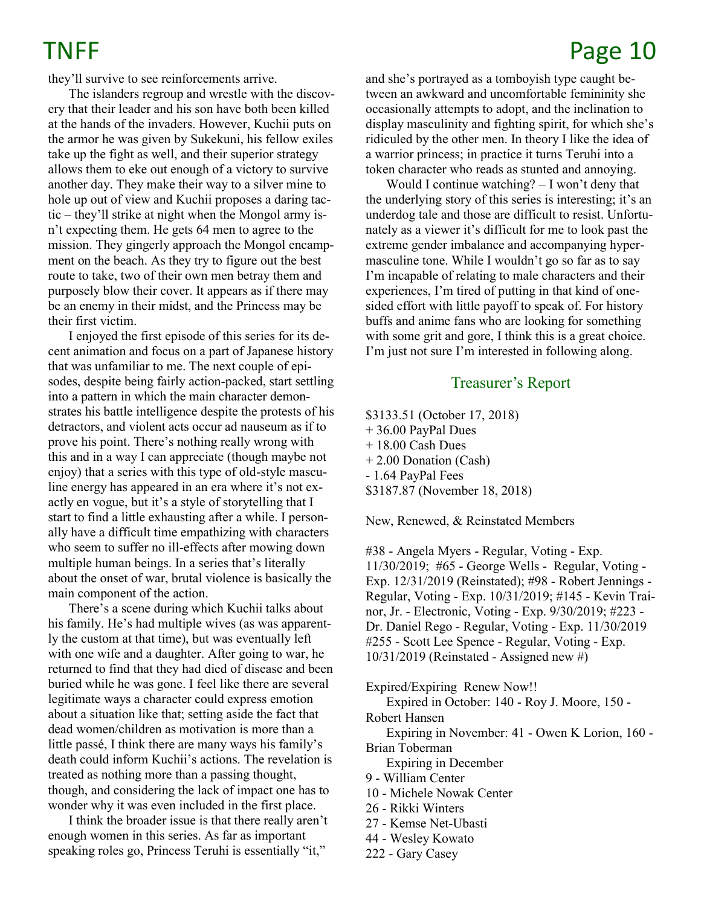they'll survive to see reinforcements arrive.

The islanders regroup and wrestle with the discovery that their leader and his son have both been killed at the hands of the invaders. However, Kuchii puts on the armor he was given by Sukekuni, his fellow exiles take up the fight as well, and their superior strategy allows them to eke out enough of a victory to survive another day. They make their way to a silver mine to hole up out of view and Kuchii proposes a daring tactic – they'll strike at night when the Mongol army isn't expecting them. He gets 64 men to agree to the mission. They gingerly approach the Mongol encampment on the beach. As they try to figure out the best route to take, two of their own men betray them and purposely blow their cover. It appears as if there may be an enemy in their midst, and the Princess may be their first victim.

I enjoyed the first episode of this series for its decent animation and focus on a part of Japanese history that was unfamiliar to me. The next couple of episodes, despite being fairly action-packed, start settling into a pattern in which the main character demonstrates his battle intelligence despite the protests of his detractors, and violent acts occur ad nauseum as if to prove his point. There's nothing really wrong with this and in a way I can appreciate (though maybe not enjoy) that a series with this type of old-style masculine energy has appeared in an era where it's not exactly en vogue, but it's a style of storytelling that I start to find a little exhausting after a while. I personally have a difficult time empathizing with characters who seem to suffer no ill-effects after mowing down multiple human beings. In a series that's literally about the onset of war, brutal violence is basically the main component of the action.

There's a scene during which Kuchii talks about his family. He's had multiple wives (as was apparently the custom at that time), but was eventually left with one wife and a daughter. After going to war, he returned to find that they had died of disease and been buried while he was gone. I feel like there are several legitimate ways a character could express emotion about a situation like that; setting aside the fact that dead women/children as motivation is more than a little passé, I think there are many ways his family's death could inform Kuchii's actions. The revelation is treated as nothing more than a passing thought, though, and considering the lack of impact one has to wonder why it was even included in the first place.

I think the broader issue is that there really aren't enough women in this series. As far as important speaking roles go, Princess Teruhi is essentially "it," and she's portrayed as a tomboyish type caught between an awkward and uncomfortable femininity she occasionally attempts to adopt, and the inclination to display masculinity and fighting spirit, for which she's ridiculed by the other men. In theory I like the idea of a warrior princess; in practice it turns Teruhi into a token character who reads as stunted and annoying.

Would I continue watching? – I won't deny that the underlying story of this series is interesting; it's an underdog tale and those are difficult to resist. Unfortunately as a viewer it's difficult for me to look past the extreme gender imbalance and accompanying hyper-masculine tone. While I wouldn't go so far as to say I'm incapable of relating to male characters and their experiences, I'm tired of putting in that kind of one-sided effort with little payoff to speak of. For history buffs and anime fans who are looking for something with some grit and gore, I think this is a great choice. I'm just not sure I'm interested in following along.

## Treasurer's Report

$3133.51 (October 17, 2018)
+ 36.00 PayPal Dues
+ 18.00 Cash Dues
+ 2.00 Donation (Cash)
- 1.64 PayPal Fees
$3187.87 (November 18, 2018)

New, Renewed, & Reinstated Members

#38 - Angela Myers - Regular, Voting - Exp. 11/30/2019; #65 - George Wells - Regular, Voting - Exp. 12/31/2019 (Reinstated); #98 - Robert Jennings - Regular, Voting - Exp. 10/31/2019; #145 - Kevin Trainor, Jr. - Electronic, Voting - Exp. 9/30/2019; #223 - Dr. Daniel Rego - Regular, Voting - Exp. 11/30/2019 #255 - Scott Lee Spence - Regular, Voting - Exp. 10/31/2019 (Reinstated - Assigned new #)

Expired/Expiring Renew Now!!

Expired in October: 140 - Roy J. Moore, 150 - Robert Hansen

Expiring in November: 41 - Owen K Lorion, 160 - Brian Toberman

Expiring in December

9 - William Center
10 - Michele Nowak Center
26 - Rikki Winters
27 - Kemse Net-Ubasti
44 - Wesley Kowato
222 - Gary Casey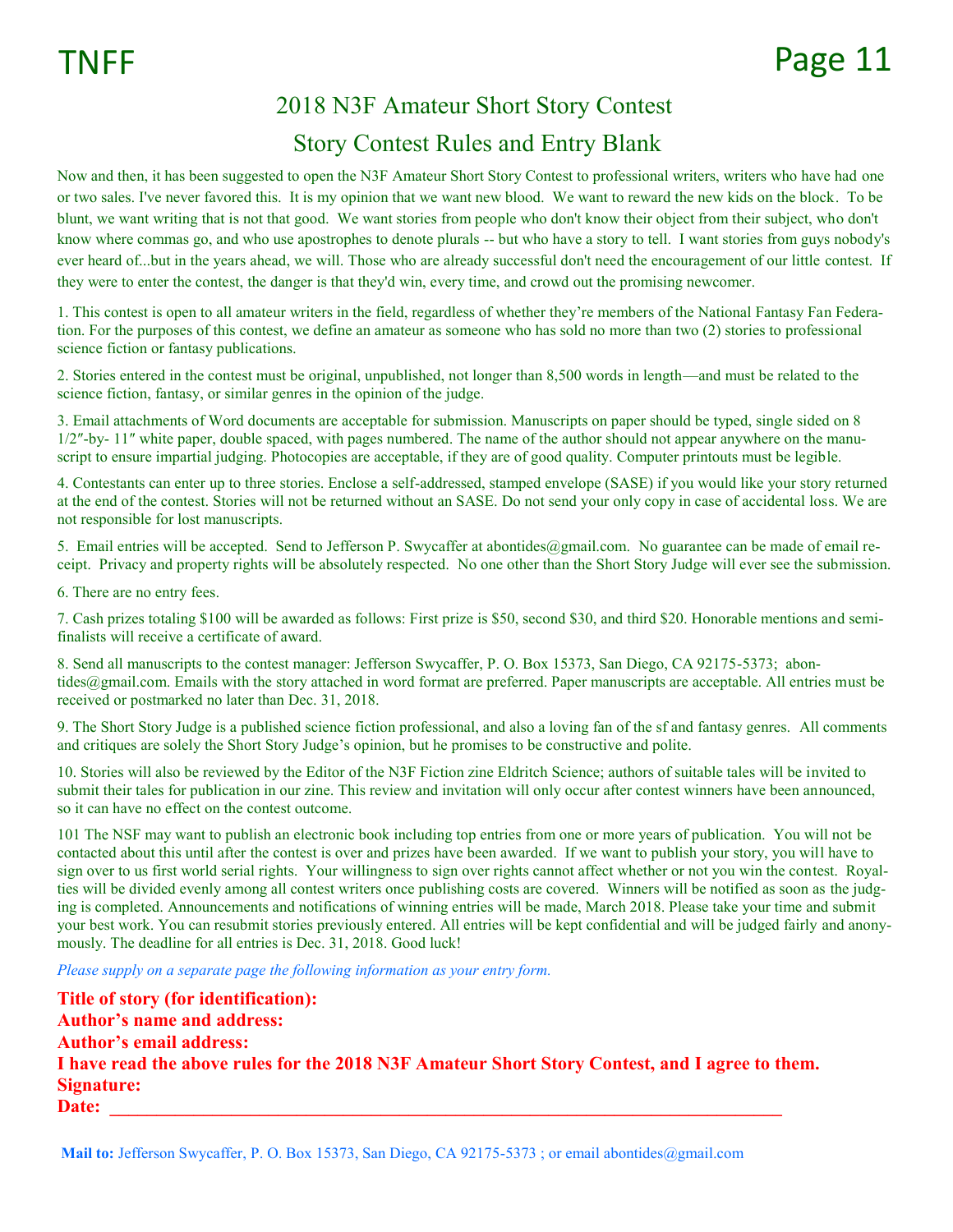# 2018 N3F Amateur Short Story Contest

## Story Contest Rules and Entry Blank

Now and then, it has been suggested to open the N3F Amateur Short Story Contest to professional writers, writers who have had one or two sales. I've never favored this. It is my opinion that we want new blood. We want to reward the new kids on the block. To be blunt, we want writing that is not that good. We want stories from people who don't know their object from their subject, who don't know where commas go, and who use apostrophes to denote plurals -- but who have a story to tell. I want stories from guys nobody's ever heard of...but in the years ahead, we will. Those who are already successful don't need the encouragement of our little contest. If they were to enter the contest, the danger is that they'd win, every time, and crowd out the promising newcomer.

1. This contest is open to all amateur writers in the field, regardless of whether they're members of the National Fantasy Fan Federation. For the purposes of this contest, we define an amateur as someone who has sold no more than two (2) stories to professional science fiction or fantasy publications.

2. Stories entered in the contest must be original, unpublished, not longer than 8,500 words in length—and must be related to the science fiction, fantasy, or similar genres in the opinion of the judge.

3. Email attachments of Word documents are acceptable for submission. Manuscripts on paper should be typed, single sided on 8 1/2″-by- 11″ white paper, double spaced, with pages numbered. The name of the author should not appear anywhere on the manuscript to ensure impartial judging. Photocopies are acceptable, if they are of good quality. Computer printouts must be legible.

4. Contestants can enter up to three stories. Enclose a self-addressed, stamped envelope (SASE) if you would like your story returned at the end of the contest. Stories will not be returned without an SASE. Do not send your only copy in case of accidental loss. We are not responsible for lost manuscripts.

5. Email entries will be accepted. Send to Jefferson P. Swycaffer at abontides@gmail.com. No guarantee can be made of email receipt. Privacy and property rights will be absolutely respected. No one other than the Short Story Judge will ever see the submission.

6. There are no entry fees.

7. Cash prizes totaling $100 will be awarded as follows: First prize is $50, second $30, and third $20. Honorable mentions and semi-finalists will receive a certificate of award.

8. Send all manuscripts to the contest manager: Jefferson Swycaffer, P. O. Box 15373, San Diego, CA 92175-5373; abontides@gmail.com. Emails with the story attached in word format are preferred. Paper manuscripts are acceptable. All entries must be received or postmarked no later than Dec. 31, 2018.

9. The Short Story Judge is a published science fiction professional, and also a loving fan of the sf and fantasy genres. All comments and critiques are solely the Short Story Judge's opinion, but he promises to be constructive and polite.

10. Stories will also be reviewed by the Editor of the N3F Fiction zine Eldritch Science; authors of suitable tales will be invited to submit their tales for publication in our zine. This review and invitation will only occur after contest winners have been announced, so it can have no effect on the contest outcome.

101 The NSF may want to publish an electronic book including top entries from one or more years of publication. You will not be contacted about this until after the contest is over and prizes have been awarded. If we want to publish your story, you will have to sign over to us first world serial rights. Your willingness to sign over rights cannot affect whether or not you win the contest. Royalties will be divided evenly among all contest writers once publishing costs are covered. Winners will be notified as soon as the judging is completed. Announcements and notifications of winning entries will be made, March 2018. Please take your time and submit your best work. You can resubmit stories previously entered. All entries will be kept confidential and will be judged fairly and anonymously. The deadline for all entries is Dec. 31, 2018. Good luck!

*Please supply on a separate page the following information as your entry form.*

**Title of story (for identification):**
**Author's name and address:**
**Author's email address:**
**I have read the above rules for the 2018 N3F Amateur Short Story Contest, and I agree to them.**
**Signature:**
**Date:** ______________________________________________________________

**Mail to:** Jefferson Swycaffer, P. O. Box 15373, San Diego, CA 92175-5373 ; or email abontides@gmail.com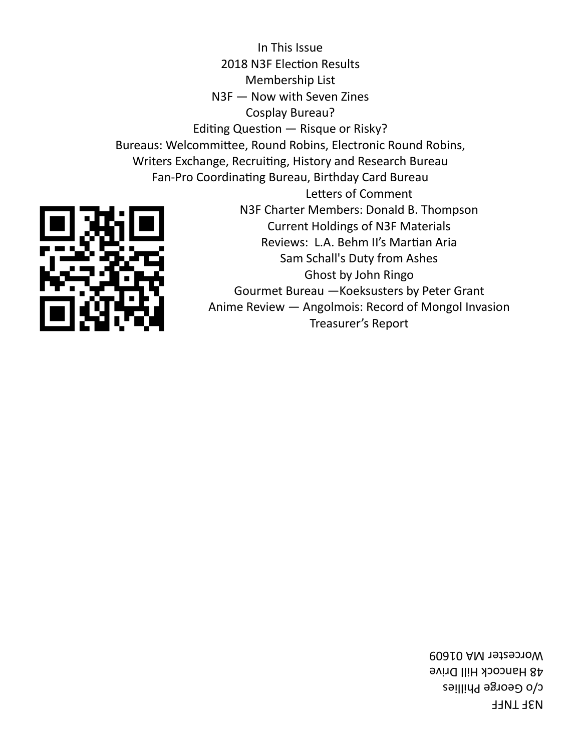In This Issue

2018 N3F Election Results

Membership List

N3F — Now with Seven Zines

Cosplay Bureau?

Editing Question — Risque or Risky?

Bureaus: Welcommittee, Round Robins, Electronic Round Robins, Writers Exchange, Recruiting, History and Research Bureau

Fan-Pro Coordinating Bureau, Birthday Card Bureau

Letters of Comment

N3F Charter Members: Donald B. Thompson

Current Holdings of N3F Materials

Reviews: L.A. Behm II's Martian Aria

Sam Schall's Duty from Ashes

Ghost by John Ringo

Gourmet Bureau —Koeksusters by Peter Grant

Anime Review — Angolmois: Record of Mongol Invasion

Treasurer's Report

N3F TNFF
c/o George Phillies
48 Hancock Hill Drive
Worcester MA 01609